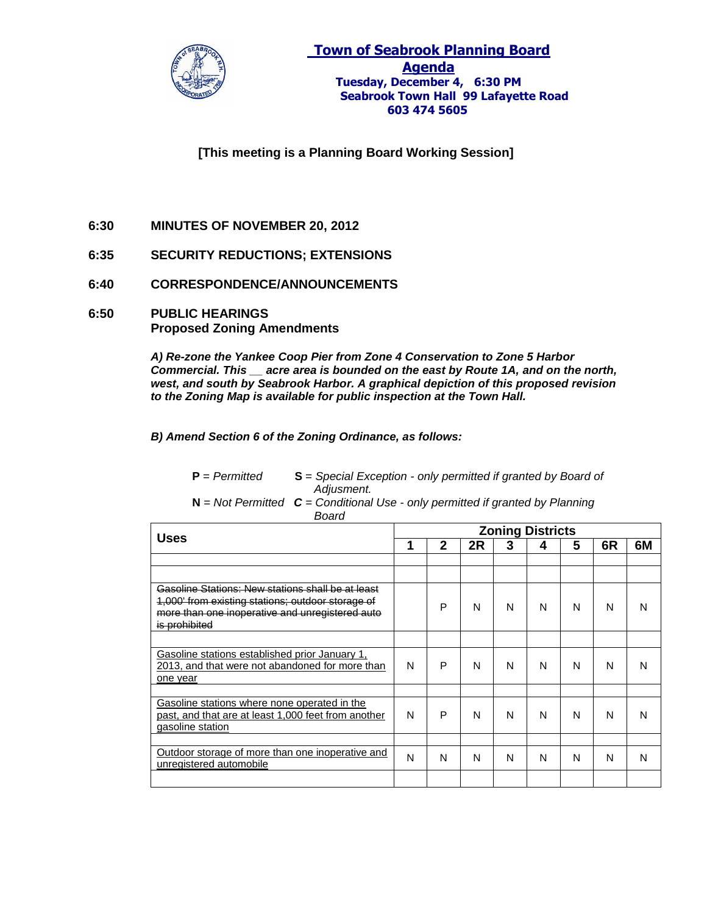# Town of Seabrook Planning Board

## Agenda

**Tuesday, December 4, 6:30 PM**
**Seabrook Town Hall 99 Lafayette Road**
**603 474 5605**

**[This meeting is a Planning Board Working Session]**

**6:30 MINUTES OF NOVEMBER 20, 2012**

**6:35 SECURITY REDUCTIONS; EXTENSIONS**

**6:40 CORRESPONDENCE/ANNOUNCEMENTS**

**6:50 PUBLIC HEARINGS**
**Proposed Zoning Amendments**

***A) Re-zone the Yankee Coop Pier from Zone 4 Conservation to Zone 5 Harbor Commercial. This __ acre area is bounded on the east by Route 1A, and on the north, west, and south by Seabrook Harbor. A graphical depiction of this proposed revision to the Zoning Map is available for public inspection at the Town Hall.***

***B) Amend Section 6 of the Zoning Ordinance, as follows:***

**P** = *Permitted* **S** = *Special Exception - only permitted if granted by Board of Adjusment.*
**N** = *Not Permitted* **C** = *Conditional Use - only permitted if granted by Planning Board*

| Uses | Zoning Districts | | | | | | | |
|---|---|---|---|---|---|---|---|---|
| | **1** | **2** | **2R** | **3** | **4** | **5** | **6R** | **6M** |
| | | | | | | | | |
| | | | | | | | | |
| ~~Gasoline Stations: New stations shall be at least 1,000' from existing stations; outdoor storage of more than one inoperative and unregistered auto is prohibited~~ | | P | N | N | N | N | N | N |
| | | | | | | | | |
| Gasoline stations established prior January 1, 2013, and that were not abandoned for more than one year | N | P | N | N | N | N | N | N |
| | | | | | | | | |
| Gasoline stations where none operated in the past, and that are at least 1,000 feet from another gasoline station | N | P | N | N | N | N | N | N |
| | | | | | | | | |
| Outdoor storage of more than one inoperative and unregistered automobile | N | N | N | N | N | N | N | N |
| | | | | | | | | |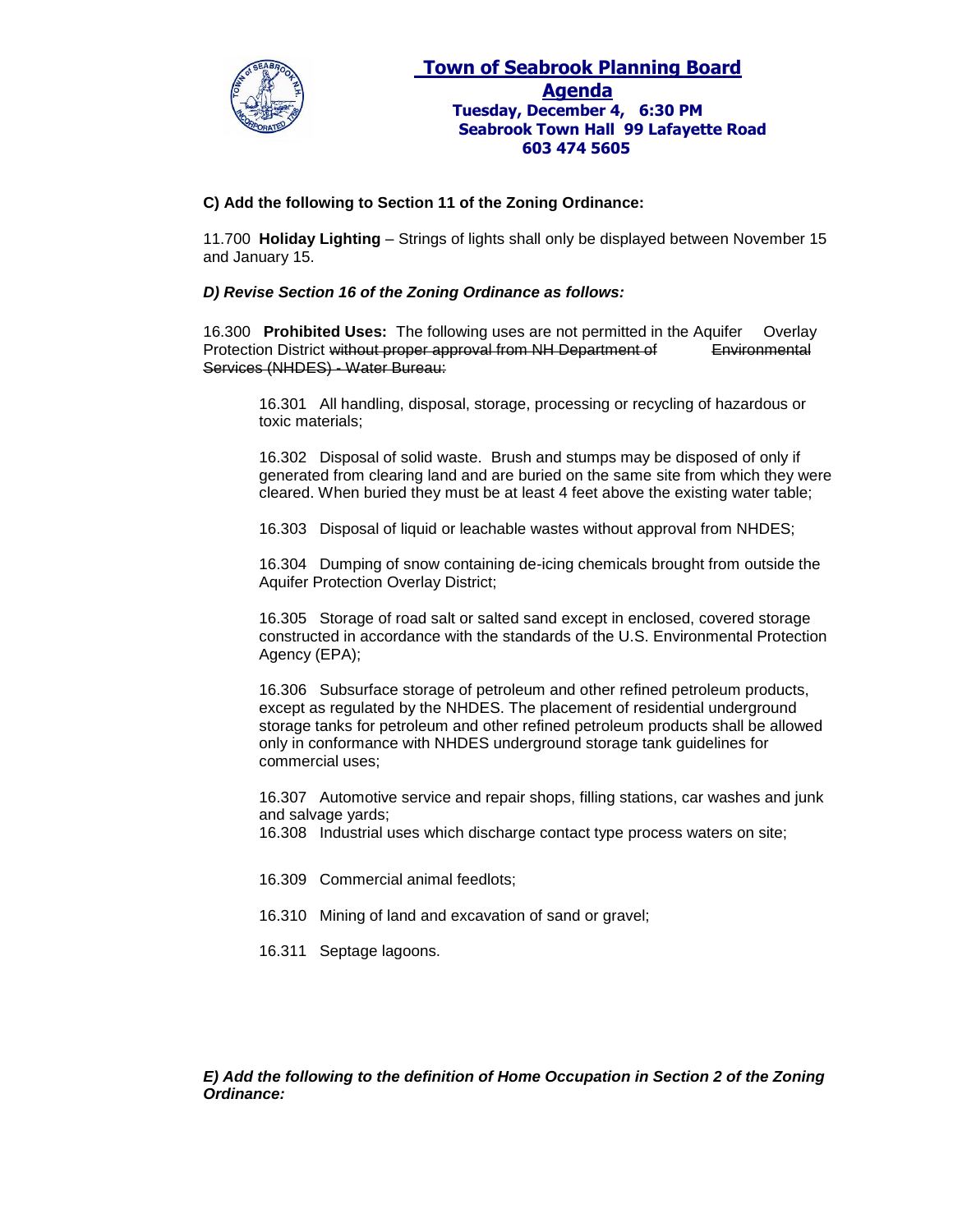# Town of Seabrook Planning Board

## Agenda

**Tuesday, December 4, 6:30 PM**
**Seabrook Town Hall 99 Lafayette Road**
**603 474 5605**

**C) Add the following to Section 11 of the Zoning Ordinance:**

11.700 **Holiday Lighting** – Strings of lights shall only be displayed between November 15 and January 15.

***D) Revise Section 16 of the Zoning Ordinance as follows:***

16.300 **Prohibited Uses:** The following uses are not permitted in the Aquifer Overlay Protection District ~~without proper approval from NH Department of Environmental Services (NHDES) - Water Bureau:~~

> 16.301 All handling, disposal, storage, processing or recycling of hazardous or toxic materials;
>
> 16.302 Disposal of solid waste. Brush and stumps may be disposed of only if generated from clearing land and are buried on the same site from which they were cleared. When buried they must be at least 4 feet above the existing water table;
>
> 16.303 Disposal of liquid or leachable wastes without approval from NHDES;
>
> 16.304 Dumping of snow containing de-icing chemicals brought from outside the Aquifer Protection Overlay District;
>
> 16.305 Storage of road salt or salted sand except in enclosed, covered storage constructed in accordance with the standards of the U.S. Environmental Protection Agency (EPA);
>
> 16.306 Subsurface storage of petroleum and other refined petroleum products, except as regulated by the NHDES. The placement of residential underground storage tanks for petroleum and other refined petroleum products shall be allowed only in conformance with NHDES underground storage tank guidelines for commercial uses;
>
> 16.307 Automotive service and repair shops, filling stations, car washes and junk and salvage yards;
> 16.308 Industrial uses which discharge contact type process waters on site;
>
> 16.309 Commercial animal feedlots;
>
> 16.310 Mining of land and excavation of sand or gravel;
>
> 16.311 Septage lagoons.

***E) Add the following to the definition of Home Occupation in Section 2 of the Zoning Ordinance:***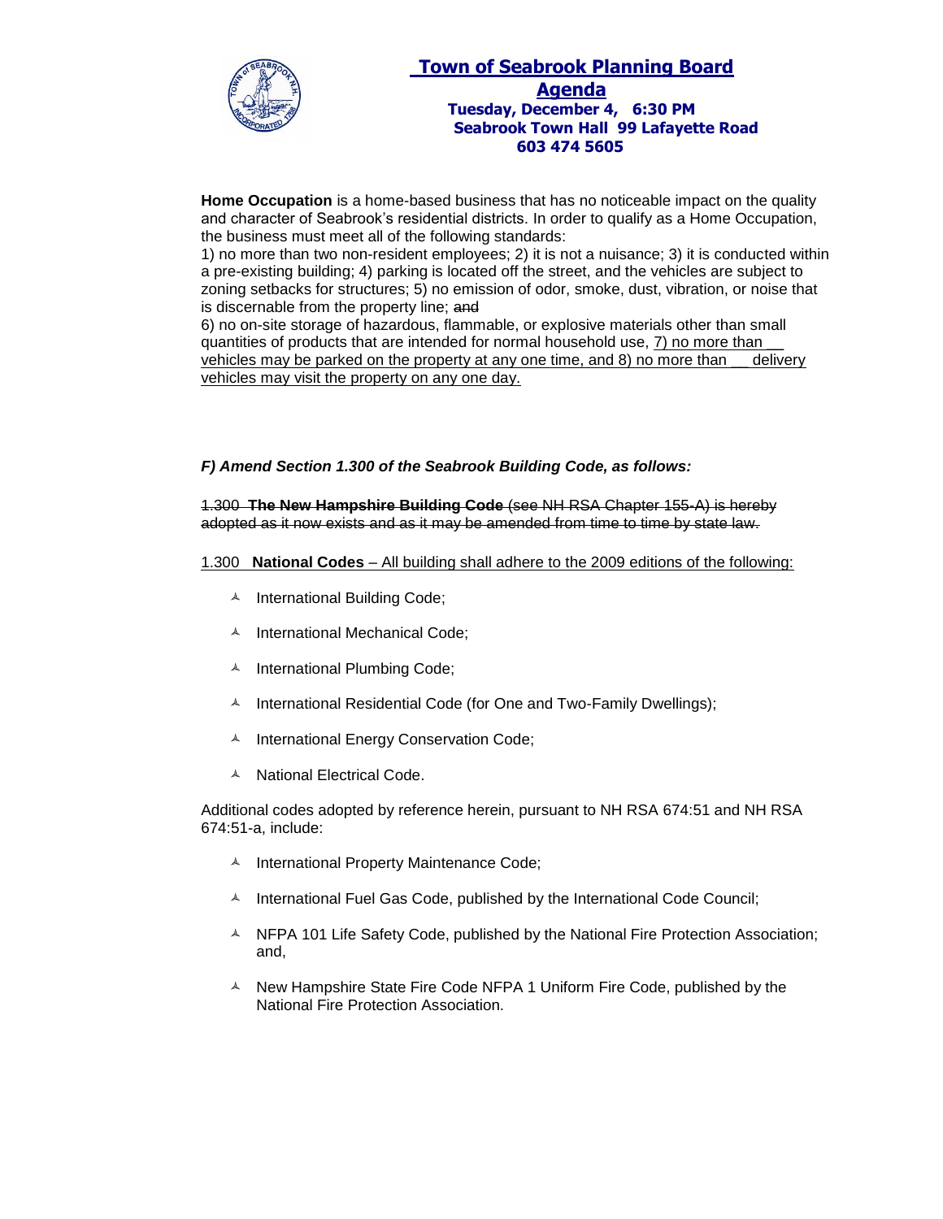# Town of Seabrook Planning Board

## Agenda

**Tuesday, December 4, 6:30 PM**
**Seabrook Town Hall 99 Lafayette Road**
**603 474 5605**

**Home Occupation** is a home-based business that has no noticeable impact on the quality and character of Seabrook's residential districts. In order to qualify as a Home Occupation, the business must meet all of the following standards:
1) no more than two non-resident employees; 2) it is not a nuisance; 3) it is conducted within a pre-existing building; 4) parking is located off the street, and the vehicles are subject to zoning setbacks for structures; 5) no emission of odor, smoke, dust, vibration, or noise that is discernable from the property line; ~~and~~
6) no on-site storage of hazardous, flammable, or explosive materials other than small quantities of products that are intended for normal household use, <u>7) no more than __ vehicles may be parked on the property at any one time, and 8) no more than __ delivery vehicles may visit the property on any one day.</u>

***F) Amend Section 1.300 of the Seabrook Building Code, as follows:***

~~1.300 **The New Hampshire Building Code** (see NH RSA Chapter 155-A) is hereby adopted as it now exists and as it may be amended from time to time by state law.~~

<u>1.300 **National Codes** – All building shall adhere to the 2009 editions of the following:</u>

- International Building Code;
- International Mechanical Code;
- International Plumbing Code;
- International Residential Code (for One and Two-Family Dwellings);
- International Energy Conservation Code;
- National Electrical Code.

Additional codes adopted by reference herein, pursuant to NH RSA 674:51 and NH RSA 674:51-a, include:

- International Property Maintenance Code;
- International Fuel Gas Code, published by the International Code Council;
- NFPA 101 Life Safety Code, published by the National Fire Protection Association; and,
- New Hampshire State Fire Code NFPA 1 Uniform Fire Code, published by the National Fire Protection Association.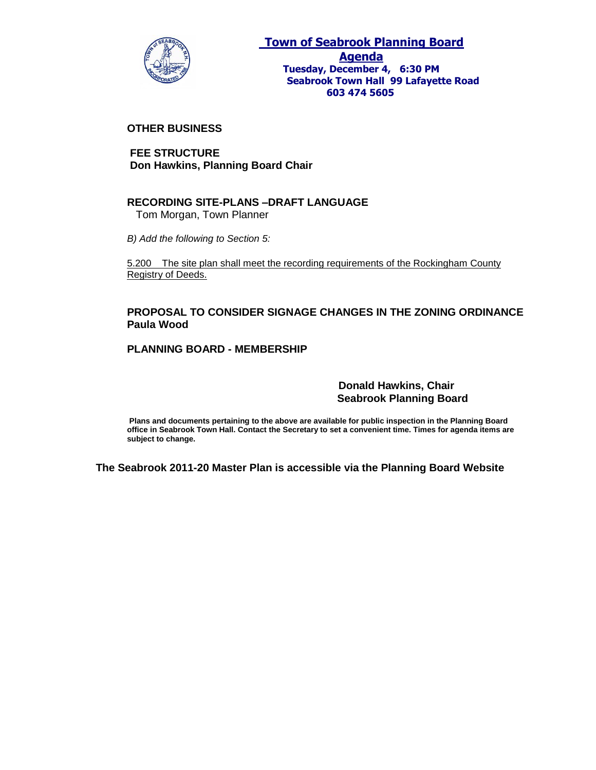**Town of Seabrook Planning Board**
**Agenda**
**Tuesday, December 4, 6:30 PM**
**Seabrook Town Hall 99 Lafayette Road**
**603 474 5605**

## OTHER BUSINESS

**FEE STRUCTURE**
**Don Hawkins, Planning Board Chair**

**RECORDING SITE-PLANS –DRAFT LANGUAGE**
Tom Morgan, Town Planner

*B) Add the following to Section 5:*

5.200 The site plan shall meet the recording requirements of the Rockingham County Registry of Deeds.

**PROPOSAL TO CONSIDER SIGNAGE CHANGES IN THE ZONING ORDINANCE**
**Paula Wood**

**PLANNING BOARD - MEMBERSHIP**

**Donald Hawkins, Chair**
**Seabrook Planning Board**

**Plans and documents pertaining to the above are available for public inspection in the Planning Board office in Seabrook Town Hall. Contact the Secretary to set a convenient time. Times for agenda items are subject to change.**

**The Seabrook 2011-20 Master Plan is accessible via the Planning Board Website**